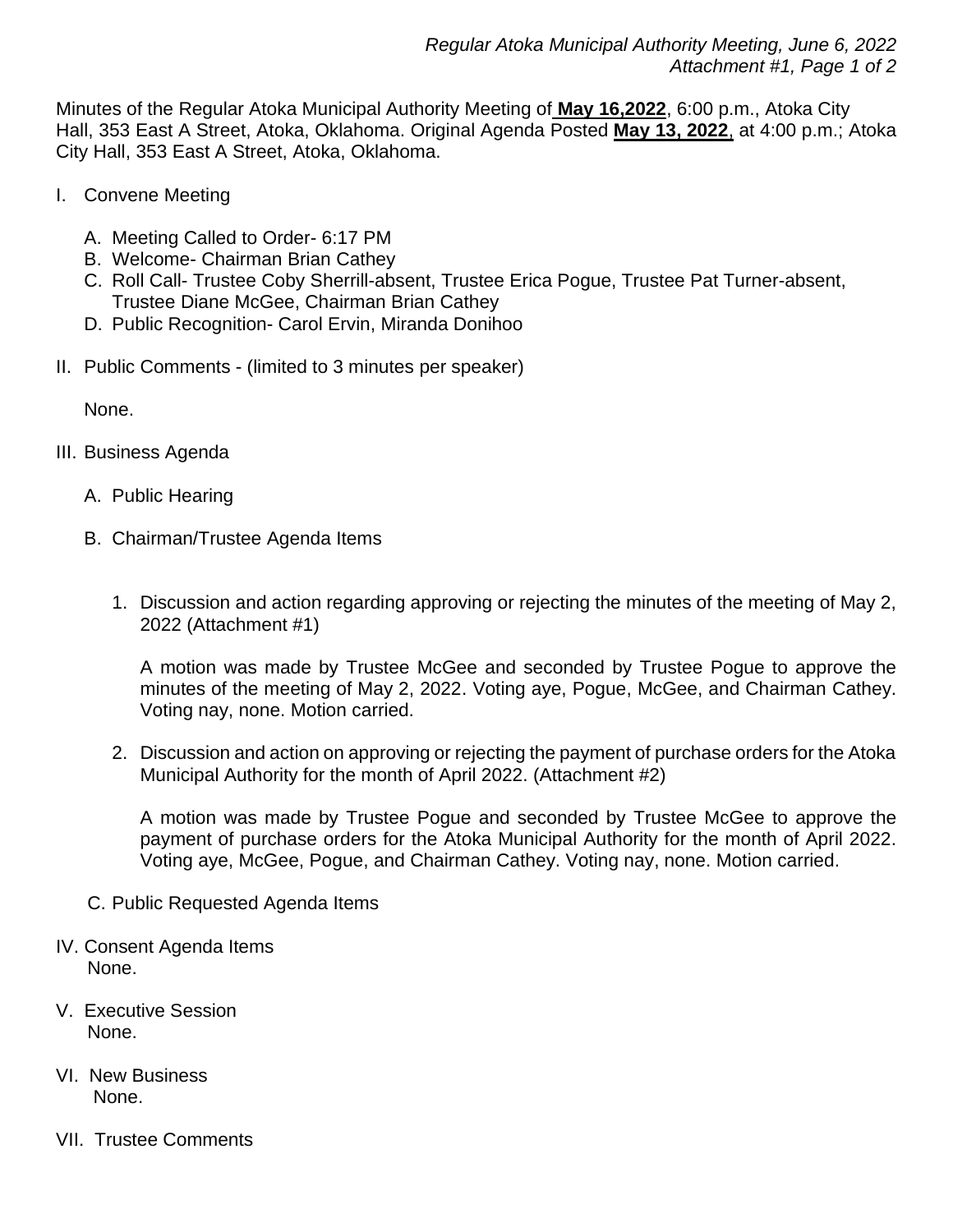Minutes of the Regular Atoka Municipal Authority Meeting of **May 16,2022**, 6:00 p.m., Atoka City Hall, 353 East A Street, Atoka, Oklahoma. Original Agenda Posted **May 13, 2022**, at 4:00 p.m.; Atoka City Hall, 353 East A Street, Atoka, Oklahoma.

I. Convene Meeting

   A. Meeting Called to Order- 6:17 PM
   B. Welcome- Chairman Brian Cathey
   C. Roll Call- Trustee Coby Sherrill-absent, Trustee Erica Pogue, Trustee Pat Turner-absent, Trustee Diane McGee, Chairman Brian Cathey
   D. Public Recognition- Carol Ervin, Miranda Donihoo

II. Public Comments - (limited to 3 minutes per speaker)

   None.

III. Business Agenda

   A. Public Hearing

   B. Chairman/Trustee Agenda Items

      1. Discussion and action regarding approving or rejecting the minutes of the meeting of May 2, 2022 (Attachment #1)

         A motion was made by Trustee McGee and seconded by Trustee Pogue to approve the minutes of the meeting of May 2, 2022. Voting aye, Pogue, McGee, and Chairman Cathey. Voting nay, none. Motion carried.

      2. Discussion and action on approving or rejecting the payment of purchase orders for the Atoka Municipal Authority for the month of April 2022. (Attachment #2)

         A motion was made by Trustee Pogue and seconded by Trustee McGee to approve the payment of purchase orders for the Atoka Municipal Authority for the month of April 2022. Voting aye, McGee, Pogue, and Chairman Cathey. Voting nay, none. Motion carried.

   C. Public Requested Agenda Items

IV. Consent Agenda Items
   None.

V. Executive Session
   None.

VI. New Business
   None.

VII. Trustee Comments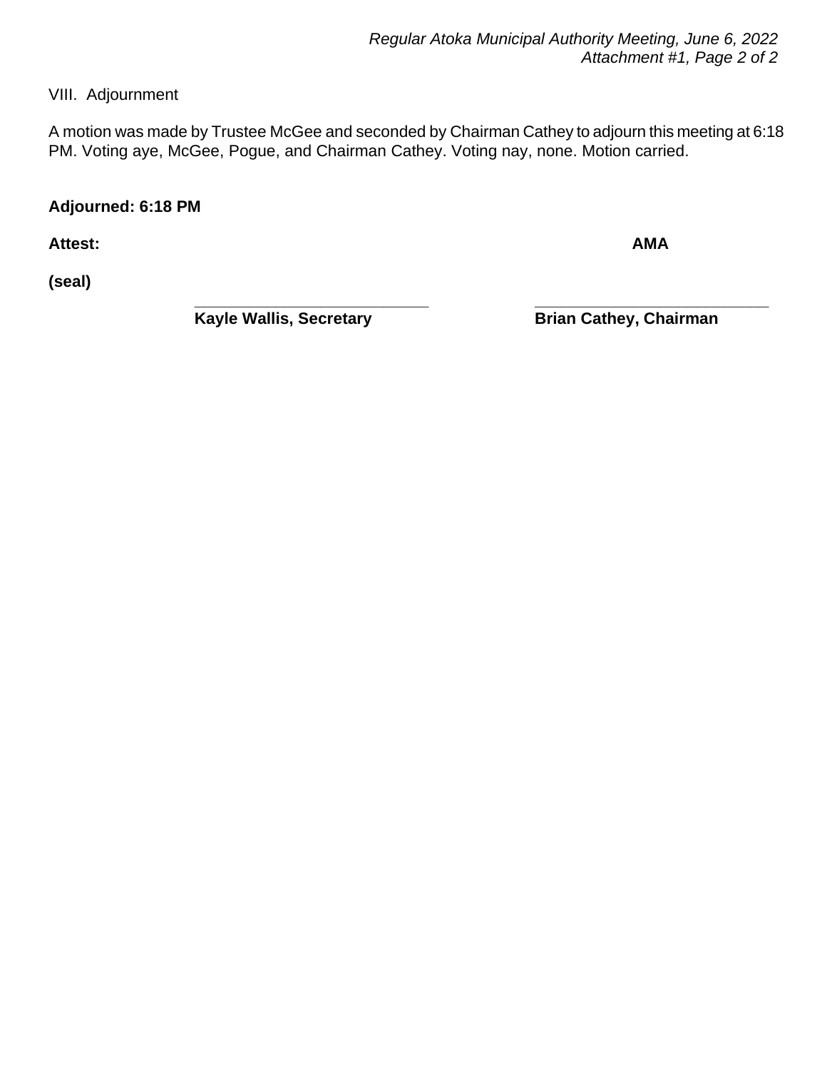VIII. Adjournment

A motion was made by Trustee McGee and seconded by Chairman Cathey to adjourn this meeting at 6:18 PM. Voting aye, McGee, Pogue, and Chairman Cathey. Voting nay, none. Motion carried.

**Adjourned: 6:18 PM**

**Attest:** **AMA**

**(seal)**

\_\_\_\_\_\_\_\_\_\_\_\_\_\_\_\_\_\_\_\_\_\_\_\_\_\_\_\_ \_\_\_\_\_\_\_\_\_\_\_\_\_\_\_\_\_\_\_\_\_\_\_\_\_\_\_\_

**Kayle Wallis, Secretary** **Brian Cathey, Chairman**